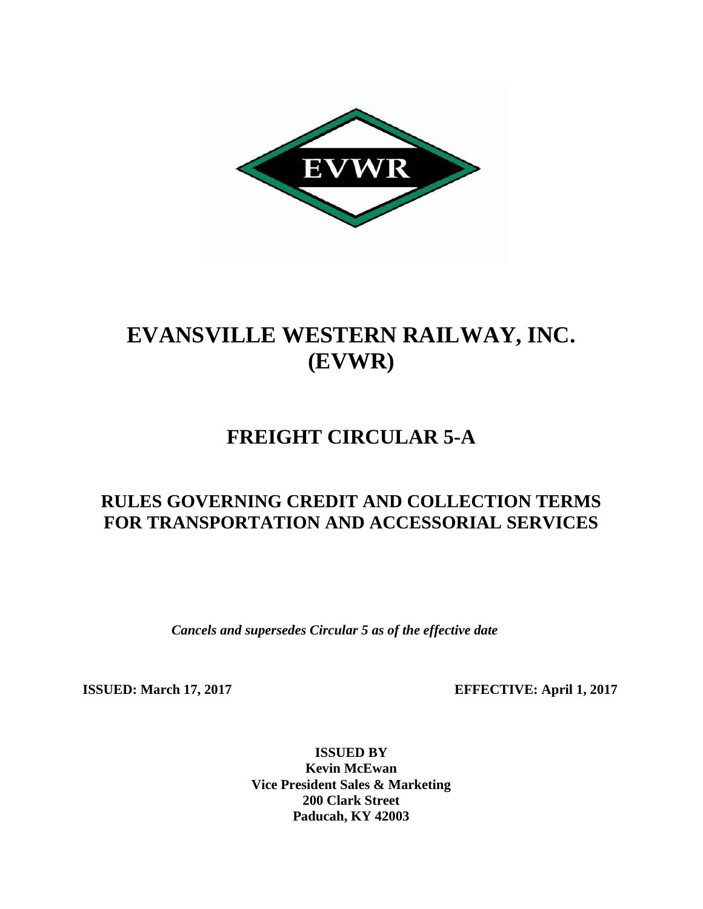EVWR

# EVANSVILLE WESTERN RAILWAY, INC. (EVWR)

## FREIGHT CIRCULAR 5-A

### RULES GOVERNING CREDIT AND COLLECTION TERMS FOR TRANSPORTATION AND ACCESSORIAL SERVICES

*Cancels and supersedes Circular 5 as of the effective date*

**ISSUED: March 17, 2017** **EFFECTIVE: April 1, 2017**

**ISSUED BY**
**Kevin McEwan**
**Vice President Sales & Marketing**
**200 Clark Street**
**Paducah, KY 42003**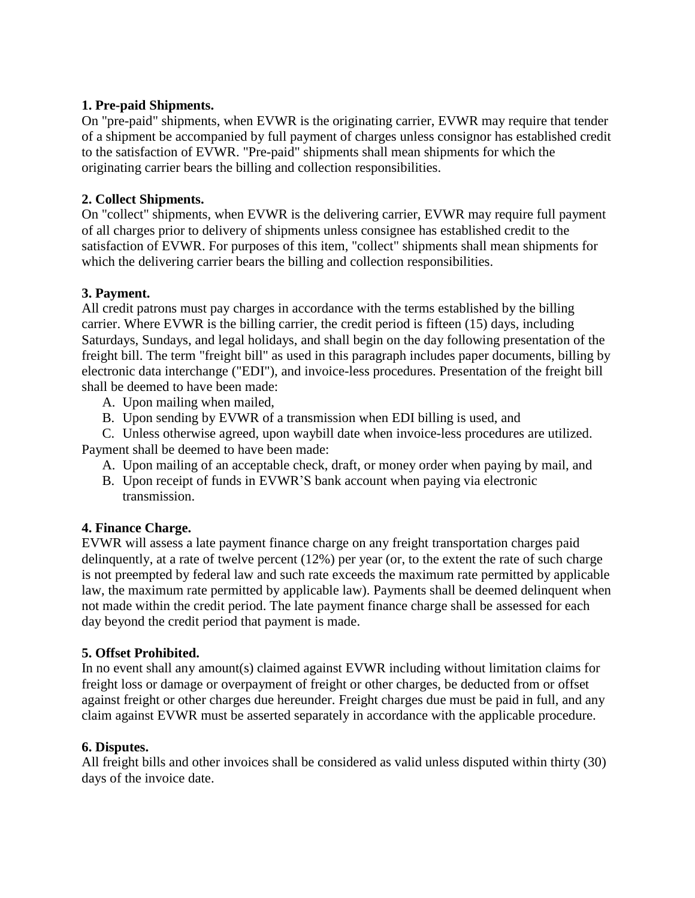**1. Pre-paid Shipments.**
On "pre-paid" shipments, when EVWR is the originating carrier, EVWR may require that tender of a shipment be accompanied by full payment of charges unless consignor has established credit to the satisfaction of EVWR. "Pre-paid" shipments shall mean shipments for which the originating carrier bears the billing and collection responsibilities.

**2. Collect Shipments.**
On "collect" shipments, when EVWR is the delivering carrier, EVWR may require full payment of all charges prior to delivery of shipments unless consignee has established credit to the satisfaction of EVWR. For purposes of this item, "collect" shipments shall mean shipments for which the delivering carrier bears the billing and collection responsibilities.

**3. Payment.**
All credit patrons must pay charges in accordance with the terms established by the billing carrier. Where EVWR is the billing carrier, the credit period is fifteen (15) days, including Saturdays, Sundays, and legal holidays, and shall begin on the day following presentation of the freight bill. The term "freight bill" as used in this paragraph includes paper documents, billing by electronic data interchange ("EDI"), and invoice-less procedures. Presentation of the freight bill shall be deemed to have been made:

A. Upon mailing when mailed,
B. Upon sending by EVWR of a transmission when EDI billing is used, and
C. Unless otherwise agreed, upon waybill date when invoice-less procedures are utilized.

Payment shall be deemed to have been made:

A. Upon mailing of an acceptable check, draft, or money order when paying by mail, and
B. Upon receipt of funds in EVWR'S bank account when paying via electronic transmission.

**4. Finance Charge.**
EVWR will assess a late payment finance charge on any freight transportation charges paid delinquently, at a rate of twelve percent (12%) per year (or, to the extent the rate of such charge is not preempted by federal law and such rate exceeds the maximum rate permitted by applicable law, the maximum rate permitted by applicable law). Payments shall be deemed delinquent when not made within the credit period. The late payment finance charge shall be assessed for each day beyond the credit period that payment is made.

**5. Offset Prohibited.**
In no event shall any amount(s) claimed against EVWR including without limitation claims for freight loss or damage or overpayment of freight or other charges, be deducted from or offset against freight or other charges due hereunder. Freight charges due must be paid in full, and any claim against EVWR must be asserted separately in accordance with the applicable procedure.

**6. Disputes.**
All freight bills and other invoices shall be considered as valid unless disputed within thirty (30) days of the invoice date.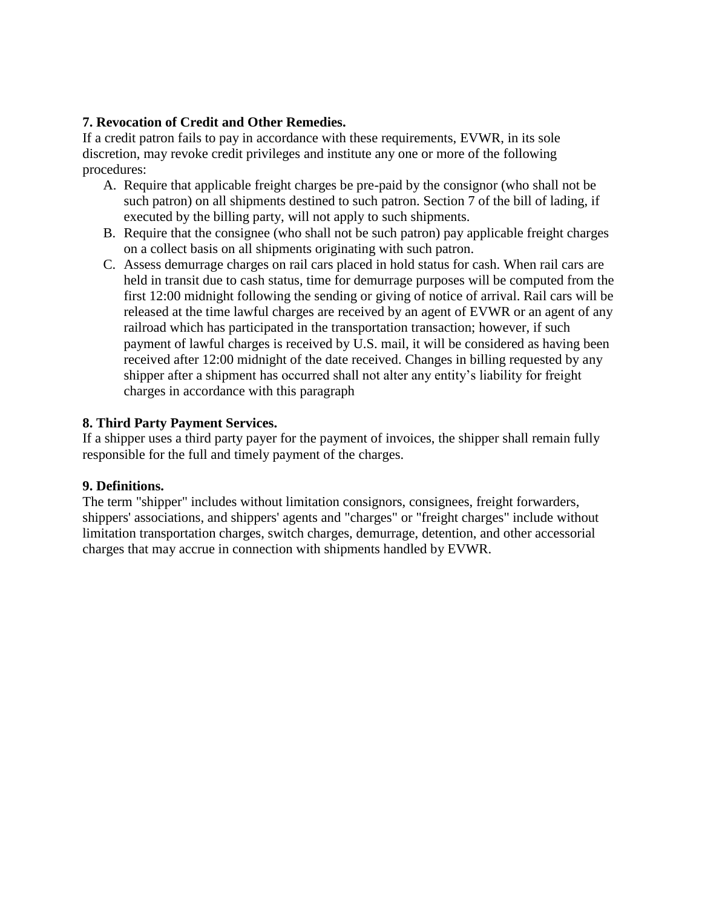**7. Revocation of Credit and Other Remedies.**

If a credit patron fails to pay in accordance with these requirements, EVWR, in its sole discretion, may revoke credit privileges and institute any one or more of the following procedures:

A. Require that applicable freight charges be pre-paid by the consignor (who shall not be such patron) on all shipments destined to such patron. Section 7 of the bill of lading, if executed by the billing party, will not apply to such shipments.

B. Require that the consignee (who shall not be such patron) pay applicable freight charges on a collect basis on all shipments originating with such patron.

C. Assess demurrage charges on rail cars placed in hold status for cash. When rail cars are held in transit due to cash status, time for demurrage purposes will be computed from the first 12:00 midnight following the sending or giving of notice of arrival. Rail cars will be released at the time lawful charges are received by an agent of EVWR or an agent of any railroad which has participated in the transportation transaction; however, if such payment of lawful charges is received by U.S. mail, it will be considered as having been received after 12:00 midnight of the date received. Changes in billing requested by any shipper after a shipment has occurred shall not alter any entity's liability for freight charges in accordance with this paragraph

**8. Third Party Payment Services.**

If a shipper uses a third party payer for the payment of invoices, the shipper shall remain fully responsible for the full and timely payment of the charges.

**9. Definitions.**

The term "shipper" includes without limitation consignors, consignees, freight forwarders, shippers' associations, and shippers' agents and "charges" or "freight charges" include without limitation transportation charges, switch charges, demurrage, detention, and other accessorial charges that may accrue in connection with shipments handled by EVWR.